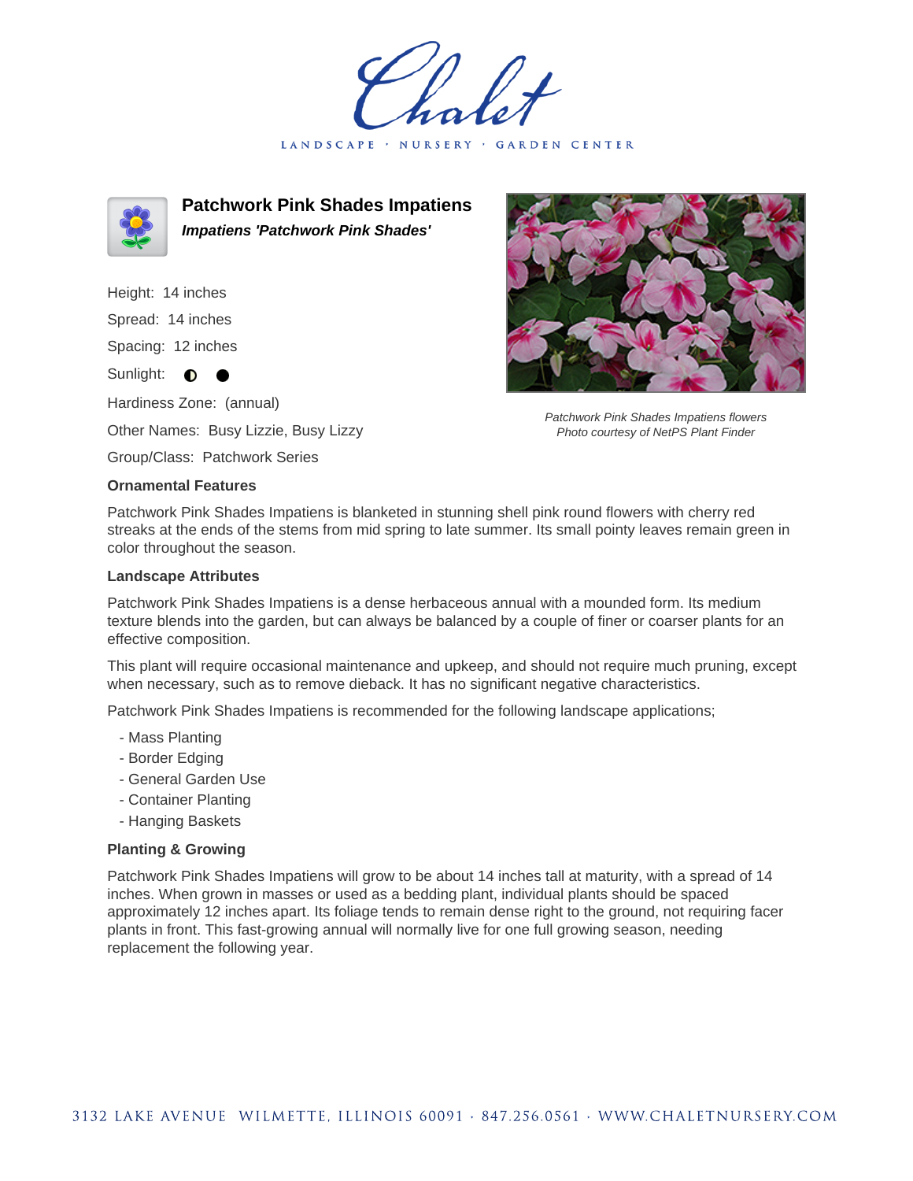Chalet

LANDSCAPE · NURSERY · GARDEN CENTER

# Patchwork Pink Shades Impatiens

***Impatiens 'Patchwork Pink Shades'***

Height: 14 inches

Spread: 14 inches

Spacing: 12 inches

Sunlight: ◐ ●

Hardiness Zone: (annual)

Other Names: Busy Lizzie, Busy Lizzy

Group/Class: Patchwork Series

*Patchwork Pink Shades Impatiens flowers*
*Photo courtesy of NetPS Plant Finder*

### Ornamental Features

Patchwork Pink Shades Impatiens is blanketed in stunning shell pink round flowers with cherry red streaks at the ends of the stems from mid spring to late summer. Its small pointy leaves remain green in color throughout the season.

### Landscape Attributes

Patchwork Pink Shades Impatiens is a dense herbaceous annual with a mounded form. Its medium texture blends into the garden, but can always be balanced by a couple of finer or coarser plants for an effective composition.

This plant will require occasional maintenance and upkeep, and should not require much pruning, except when necessary, such as to remove dieback. It has no significant negative characteristics.

Patchwork Pink Shades Impatiens is recommended for the following landscape applications;

- Mass Planting
- Border Edging
- General Garden Use
- Container Planting
- Hanging Baskets

### Planting & Growing

Patchwork Pink Shades Impatiens will grow to be about 14 inches tall at maturity, with a spread of 14 inches. When grown in masses or used as a bedding plant, individual plants should be spaced approximately 12 inches apart. Its foliage tends to remain dense right to the ground, not requiring facer plants in front. This fast-growing annual will normally live for one full growing season, needing replacement the following year.

3132 LAKE AVENUE WILMETTE, ILLINOIS 60091 · 847.256.0561 · WWW.CHALETNURSERY.COM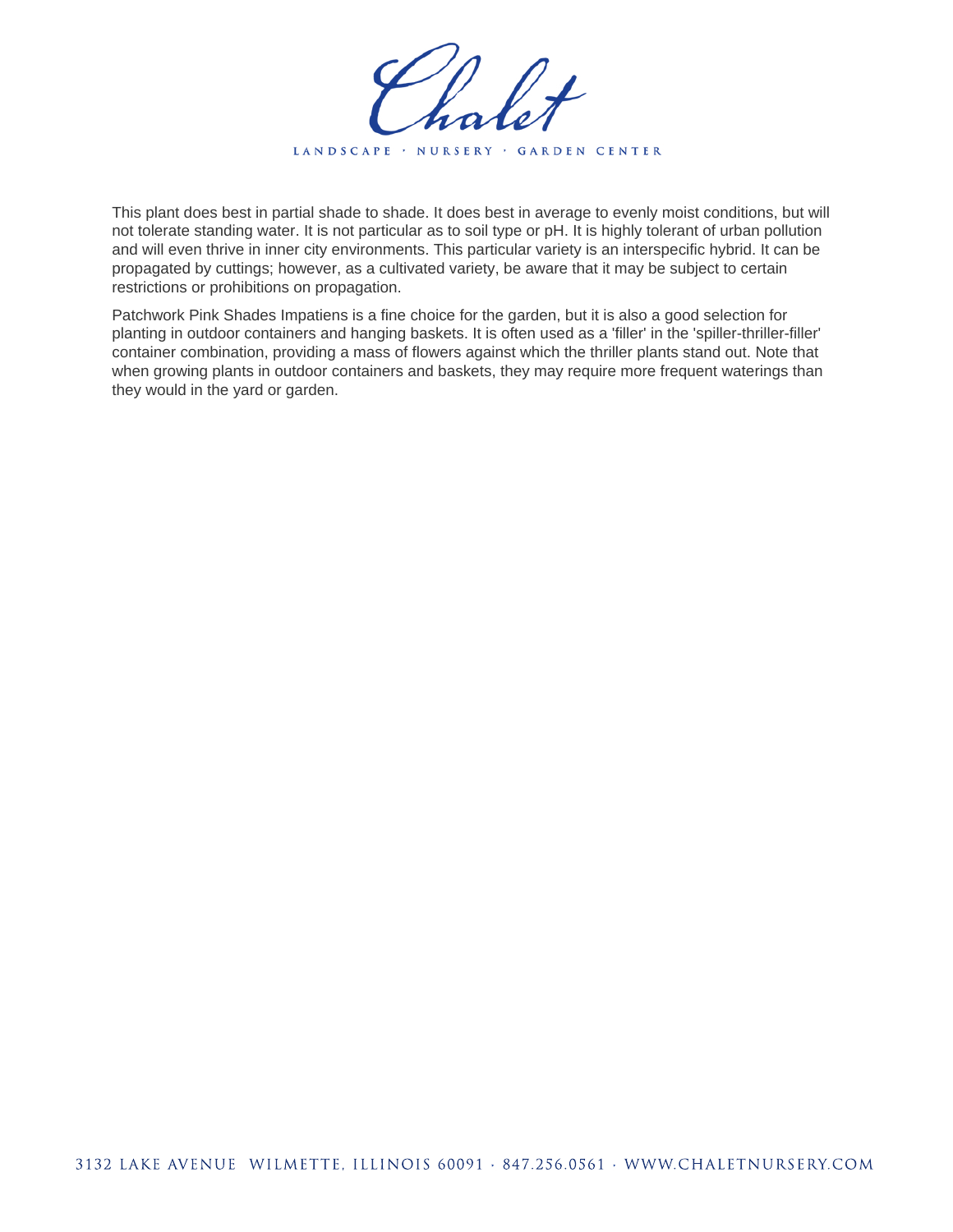This plant does best in partial shade to shade. It does best in average to evenly moist conditions, but will not tolerate standing water. It is not particular as to soil type or pH. It is highly tolerant of urban pollution and will even thrive in inner city environments. This particular variety is an interspecific hybrid. It can be propagated by cuttings; however, as a cultivated variety, be aware that it may be subject to certain restrictions or prohibitions on propagation.

Patchwork Pink Shades Impatiens is a fine choice for the garden, but it is also a good selection for planting in outdoor containers and hanging baskets. It is often used as a 'filler' in the 'spiller-thriller-filler' container combination, providing a mass of flowers against which the thriller plants stand out. Note that when growing plants in outdoor containers and baskets, they may require more frequent waterings than they would in the yard or garden.